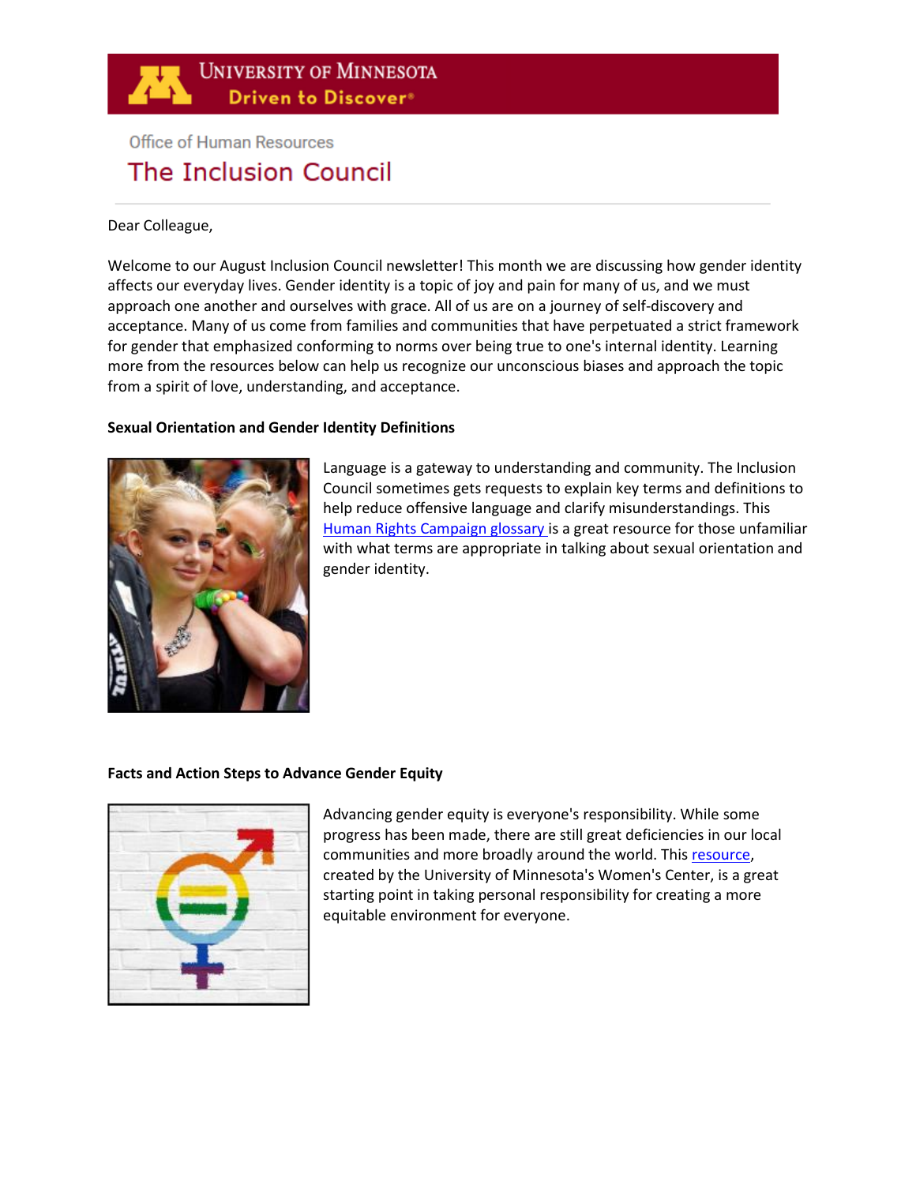UNIVERSITY OF MINNESOTA
Driven to Discover®

Office of Human Resources

# The Inclusion Council

Dear Colleague,

Welcome to our August Inclusion Council newsletter! This month we are discussing how gender identity affects our everyday lives. Gender identity is a topic of joy and pain for many of us, and we must approach one another and ourselves with grace. All of us are on a journey of self-discovery and acceptance. Many of us come from families and communities that have perpetuated a strict framework for gender that emphasized conforming to norms over being true to one's internal identity. Learning more from the resources below can help us recognize our unconscious biases and approach the topic from a spirit of love, understanding, and acceptance.

**Sexual Orientation and Gender Identity Definitions**

Language is a gateway to understanding and community. The Inclusion Council sometimes gets requests to explain key terms and definitions to help reduce offensive language and clarify misunderstandings. This Human Rights Campaign glossary is a great resource for those unfamiliar with what terms are appropriate in talking about sexual orientation and gender identity.

**Facts and Action Steps to Advance Gender Equity**

Advancing gender equity is everyone's responsibility. While some progress has been made, there are still great deficiencies in our local communities and more broadly around the world. This resource, created by the University of Minnesota's Women's Center, is a great starting point in taking personal responsibility for creating a more equitable environment for everyone.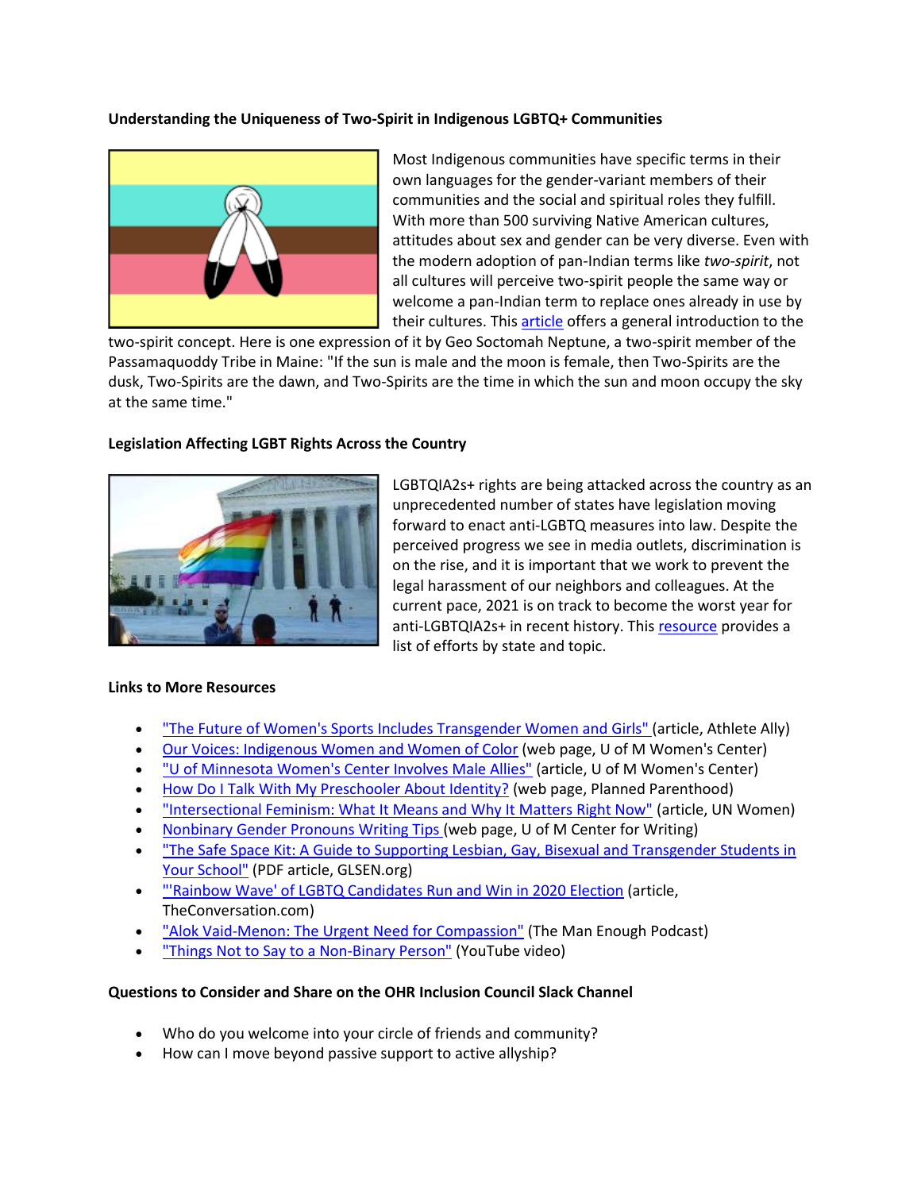**Understanding the Uniqueness of Two-Spirit in Indigenous LGBTQ+ Communities**

Most Indigenous communities have specific terms in their own languages for the gender-variant members of their communities and the social and spiritual roles they fulfill. With more than 500 surviving Native American cultures, attitudes about sex and gender can be very diverse. Even with the modern adoption of pan-Indian terms like *two-spirit*, not all cultures will perceive two-spirit people the same way or welcome a pan-Indian term to replace ones already in use by their cultures. This article offers a general introduction to the two-spirit concept. Here is one expression of it by Geo Soctomah Neptune, a two-spirit member of the Passamaquoddy Tribe in Maine: "If the sun is male and the moon is female, then Two-Spirits are the dusk, Two-Spirits are the dawn, and Two-Spirits are the time in which the sun and moon occupy the sky at the same time."

**Legislation Affecting LGBT Rights Across the Country**

LGBTQIA2s+ rights are being attacked across the country as an unprecedented number of states have legislation moving forward to enact anti-LGBTQ measures into law. Despite the perceived progress we see in media outlets, discrimination is on the rise, and it is important that we work to prevent the legal harassment of our neighbors and colleagues. At the current pace, 2021 is on track to become the worst year for anti-LGBTQIA2s+ in recent history. This resource provides a list of efforts by state and topic.

**Links to More Resources**

- "The Future of Women's Sports Includes Transgender Women and Girls" (article, Athlete Ally)
- Our Voices: Indigenous Women and Women of Color (web page, U of M Women's Center)
- "U of Minnesota Women's Center Involves Male Allies" (article, U of M Women's Center)
- How Do I Talk With My Preschooler About Identity? (web page, Planned Parenthood)
- "Intersectional Feminism: What It Means and Why It Matters Right Now" (article, UN Women)
- Nonbinary Gender Pronouns Writing Tips (web page, U of M Center for Writing)
- "The Safe Space Kit: A Guide to Supporting Lesbian, Gay, Bisexual and Transgender Students in Your School" (PDF article, GLSEN.org)
- "'Rainbow Wave' of LGBTQ Candidates Run and Win in 2020 Election (article, TheConversation.com)
- "Alok Vaid-Menon: The Urgent Need for Compassion" (The Man Enough Podcast)
- "Things Not to Say to a Non-Binary Person" (YouTube video)

**Questions to Consider and Share on the OHR Inclusion Council Slack Channel**

- Who do you welcome into your circle of friends and community?
- How can I move beyond passive support to active allyship?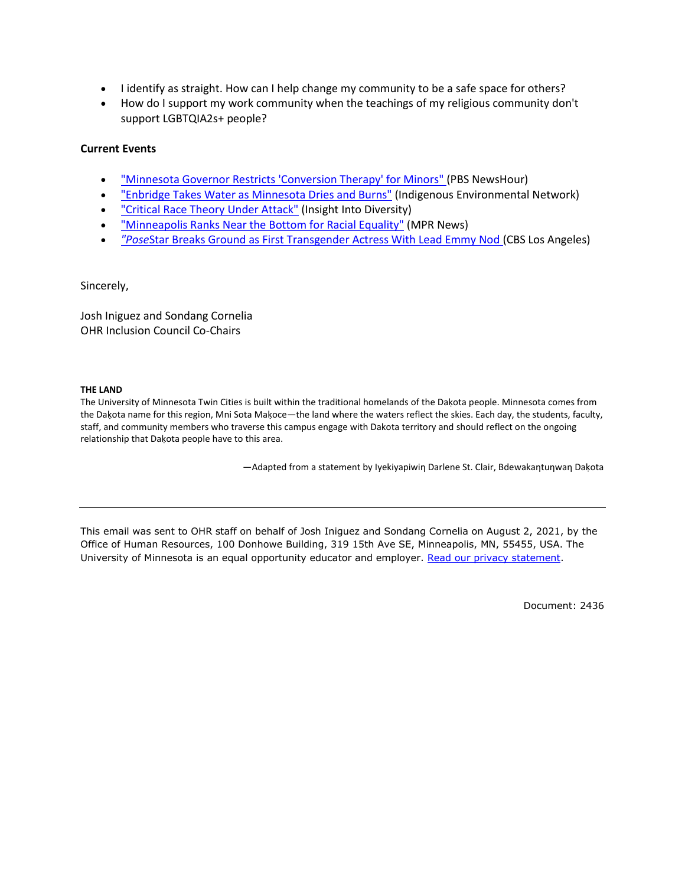- I identify as straight. How can I help change my community to be a safe space for others?
- How do I support my work community when the teachings of my religious community don't support LGBTQIA2s+ people?

**Current Events**

- "Minnesota Governor Restricts 'Conversion Therapy' for Minors" (PBS NewsHour)
- "Enbridge Takes Water as Minnesota Dries and Burns" (Indigenous Environmental Network)
- "Critical Race Theory Under Attack" (Insight Into Diversity)
- "Minneapolis Ranks Near the Bottom for Racial Equality" (MPR News)
- "*Pose* Star Breaks Ground as First Transgender Actress With Lead Emmy Nod (CBS Los Angeles)

Sincerely,

Josh Iniguez and Sondang Cornelia
OHR Inclusion Council Co-Chairs

**THE LAND**

The University of Minnesota Twin Cities is built within the traditional homelands of the Daḳota people. Minnesota comes from the Daḳota name for this region, Mni Sota Maḳoce—the land where the waters reflect the skies. Each day, the students, faculty, staff, and community members who traverse this campus engage with Dakota territory and should reflect on the ongoing relationship that Daḳota people have to this area.

—Adapted from a statement by Iyekiyapiwiŋ Darlene St. Clair, Bdewakaŋtuŋwaŋ Daḳota

---

This email was sent to OHR staff on behalf of Josh Iniguez and Sondang Cornelia on August 2, 2021, by the Office of Human Resources, 100 Donhowe Building, 319 15th Ave SE, Minneapolis, MN, 55455, USA. The University of Minnesota is an equal opportunity educator and employer. Read our privacy statement.

Document: 2436